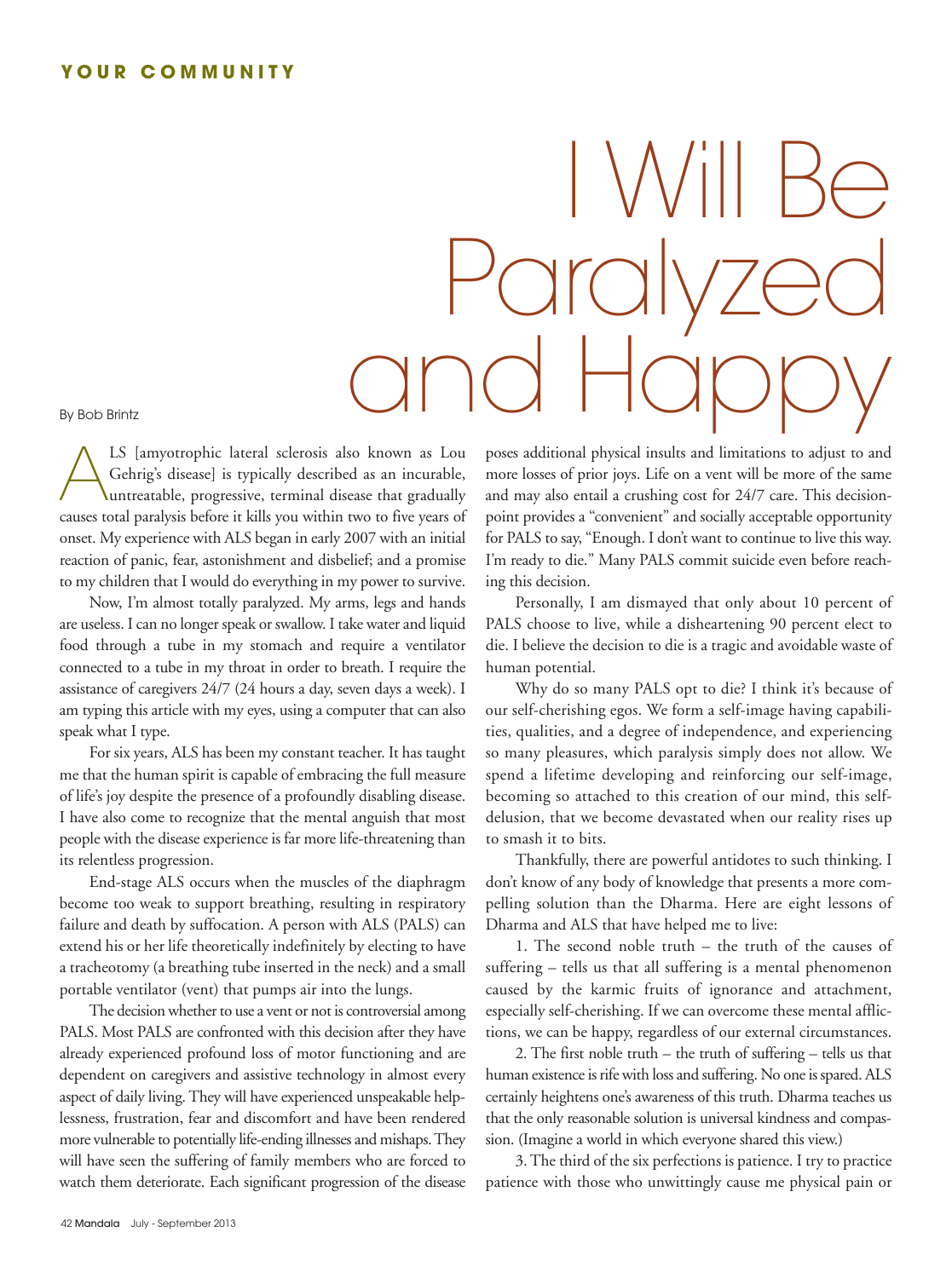YOUR COMMUNITY

# I Will Be Paralyzed and Happy

By Bob Brintz

ALS [amyotrophic lateral sclerosis also known as Lou Gehrig's disease] is typically described as an incurable, untreatable, progressive, terminal disease that gradually causes total paralysis before it kills you within two to five years of onset. My experience with ALS began in early 2007 with an initial reaction of panic, fear, astonishment and disbelief; and a promise to my children that I would do everything in my power to survive.

Now, I'm almost totally paralyzed. My arms, legs and hands are useless. I can no longer speak or swallow. I take water and liquid food through a tube in my stomach and require a ventilator connected to a tube in my throat in order to breath. I require the assistance of caregivers 24/7 (24 hours a day, seven days a week). I am typing this article with my eyes, using a computer that can also speak what I type.

For six years, ALS has been my constant teacher. It has taught me that the human spirit is capable of embracing the full measure of life's joy despite the presence of a profoundly disabling disease. I have also come to recognize that the mental anguish that most people with the disease experience is far more life-threatening than its relentless progression.

End-stage ALS occurs when the muscles of the diaphragm become too weak to support breathing, resulting in respiratory failure and death by suffocation. A person with ALS (PALS) can extend his or her life theoretically indefinitely by electing to have a tracheotomy (a breathing tube inserted in the neck) and a small portable ventilator (vent) that pumps air into the lungs.

The decision whether to use a vent or not is controversial among PALS. Most PALS are confronted with this decision after they have already experienced profound loss of motor functioning and are dependent on caregivers and assistive technology in almost every aspect of daily living. They will have experienced unspeakable helplessness, frustration, fear and discomfort and have been rendered more vulnerable to potentially life-ending illnesses and mishaps. They will have seen the suffering of family members who are forced to watch them deteriorate. Each significant progression of the disease poses additional physical insults and limitations to adjust to and more losses of prior joys. Life on a vent will be more of the same and may also entail a crushing cost for 24/7 care. This decision-point provides a "convenient" and socially acceptable opportunity for PALS to say, "Enough. I don't want to continue to live this way. I'm ready to die." Many PALS commit suicide even before reaching this decision.

Personally, I am dismayed that only about 10 percent of PALS choose to live, while a disheartening 90 percent elect to die. I believe the decision to die is a tragic and avoidable waste of human potential.

Why do so many PALS opt to die? I think it's because of our self-cherishing egos. We form a self-image having capabilities, qualities, and a degree of independence, and experiencing so many pleasures, which paralysis simply does not allow. We spend a lifetime developing and reinforcing our self-image, becoming so attached to this creation of our mind, this self-delusion, that we become devastated when our reality rises up to smash it to bits.

Thankfully, there are powerful antidotes to such thinking. I don't know of any body of knowledge that presents a more compelling solution than the Dharma. Here are eight lessons of Dharma and ALS that have helped me to live:

1. The second noble truth – the truth of the causes of suffering – tells us that all suffering is a mental phenomenon caused by the karmic fruits of ignorance and attachment, especially self-cherishing. If we can overcome these mental afflictions, we can be happy, regardless of our external circumstances.

2. The first noble truth – the truth of suffering – tells us that human existence is rife with loss and suffering. No one is spared. ALS certainly heightens one's awareness of this truth. Dharma teaches us that the only reasonable solution is universal kindness and compassion. (Imagine a world in which everyone shared this view.)

3. The third of the six perfections is patience. I try to practice patience with those who unwittingly cause me physical pain or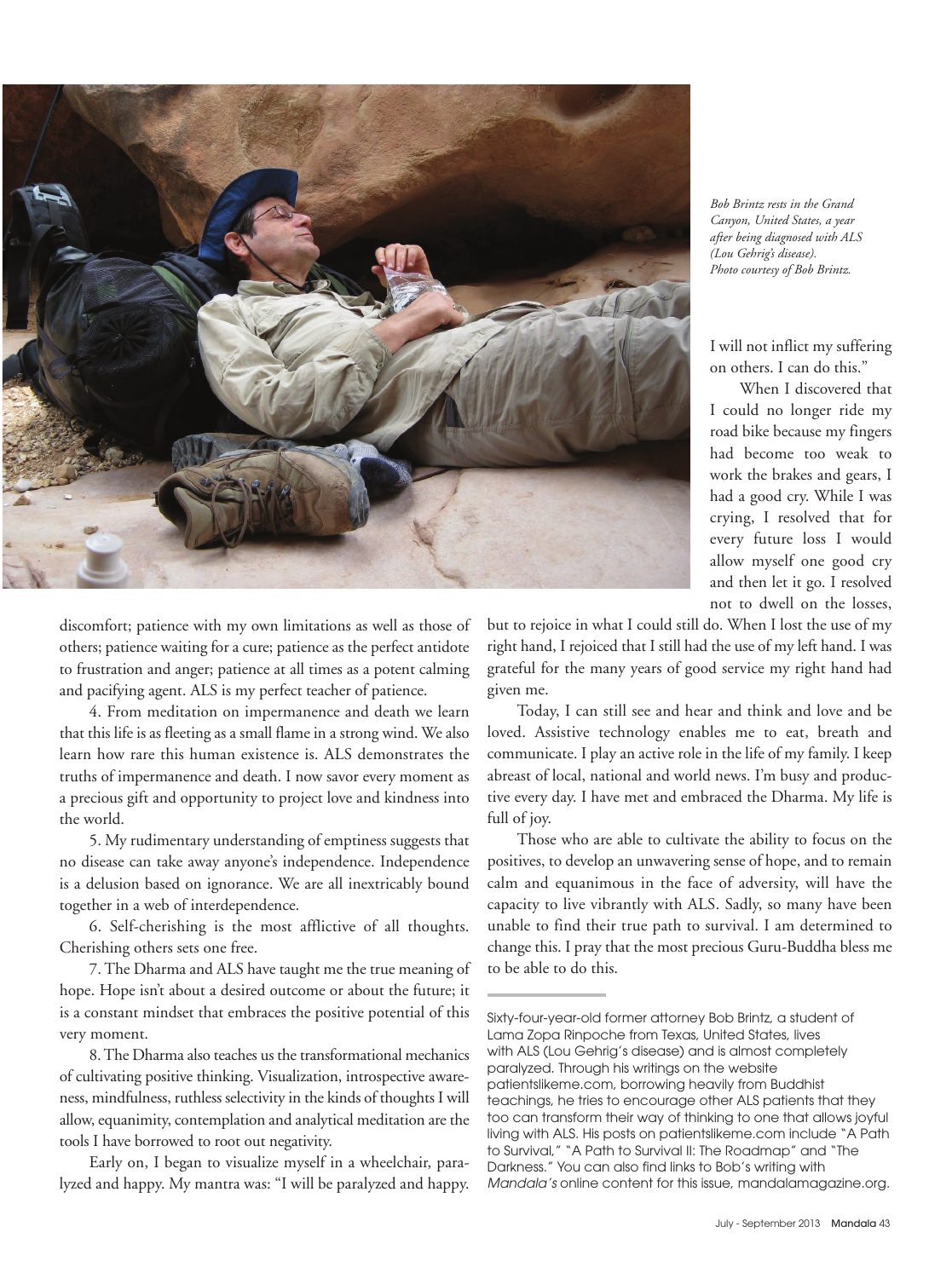*Bob Brintz rests in the Grand Canyon, United States, a year after being diagnosed with ALS (Lou Gehrig's disease). Photo courtesy of Bob Brintz.*

discomfort; patience with my own limitations as well as those of others; patience waiting for a cure; patience as the perfect antidote to frustration and anger; patience at all times as a potent calming and pacifying agent. ALS is my perfect teacher of patience.

4. From meditation on impermanence and death we learn that this life is as fleeting as a small flame in a strong wind. We also learn how rare this human existence is. ALS demonstrates the truths of impermanence and death. I now savor every moment as a precious gift and opportunity to project love and kindness into the world.

5. My rudimentary understanding of emptiness suggests that no disease can take away anyone's independence. Independence is a delusion based on ignorance. We are all inextricably bound together in a web of interdependence.

6. Self-cherishing is the most afflictive of all thoughts. Cherishing others sets one free.

7. The Dharma and ALS have taught me the true meaning of hope. Hope isn't about a desired outcome or about the future; it is a constant mindset that embraces the positive potential of this very moment.

8. The Dharma also teaches us the transformational mechanics of cultivating positive thinking. Visualization, introspective awareness, mindfulness, ruthless selectivity in the kinds of thoughts I will allow, equanimity, contemplation and analytical meditation are the tools I have borrowed to root out negativity.

Early on, I began to visualize myself in a wheelchair, paralyzed and happy. My mantra was: "I will be paralyzed and happy. I will not inflict my suffering on others. I can do this."

When I discovered that I could no longer ride my road bike because my fingers had become too weak to work the brakes and gears, I had a good cry. While I was crying, I resolved that for every future loss I would allow myself one good cry and then let it go. I resolved not to dwell on the losses, but to rejoice in what I could still do. When I lost the use of my right hand, I rejoiced that I still had the use of my left hand. I was grateful for the many years of good service my right hand had given me.

Today, I can still see and hear and think and love and be loved. Assistive technology enables me to eat, breath and communicate. I play an active role in the life of my family. I keep abreast of local, national and world news. I'm busy and productive every day. I have met and embraced the Dharma. My life is full of joy.

Those who are able to cultivate the ability to focus on the positives, to develop an unwavering sense of hope, and to remain calm and equanimous in the face of adversity, will have the capacity to live vibrantly with ALS. Sadly, so many have been unable to find their true path to survival. I am determined to change this. I pray that the most precious Guru-Buddha bless me to be able to do this.

---

Sixty-four-year-old former attorney Bob Brintz, a student of Lama Zopa Rinpoche from Texas, United States, lives with ALS (Lou Gehrig's disease) and is almost completely paralyzed. Through his writings on the website patientslikeme.com, borrowing heavily from Buddhist teachings, he tries to encourage other ALS patients that they too can transform their way of thinking to one that allows joyful living with ALS. His posts on patientslikeme.com include "A Path to Survival," "A Path to Survival II: The Roadmap" and "The Darkness." You can also find links to Bob's writing with *Mandala's* online content for this issue, mandalamagazine.org.